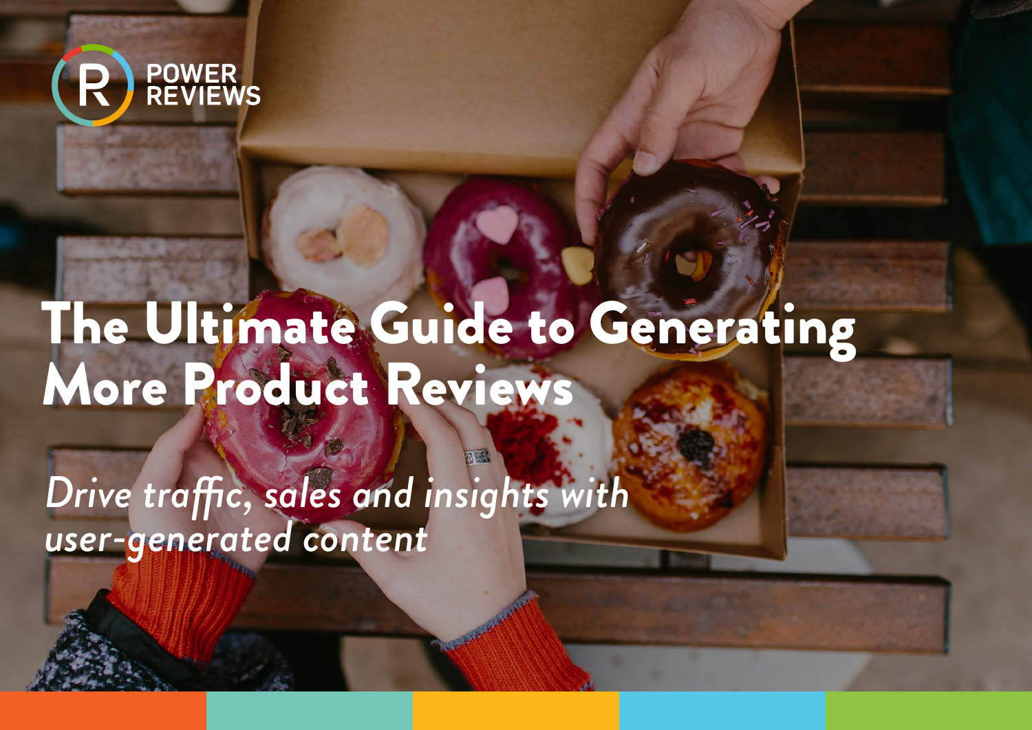POWER REVIEWS

# The Ultimate Guide to Generating More Product Reviews

*Drive traffic, sales and insights with user-generated content*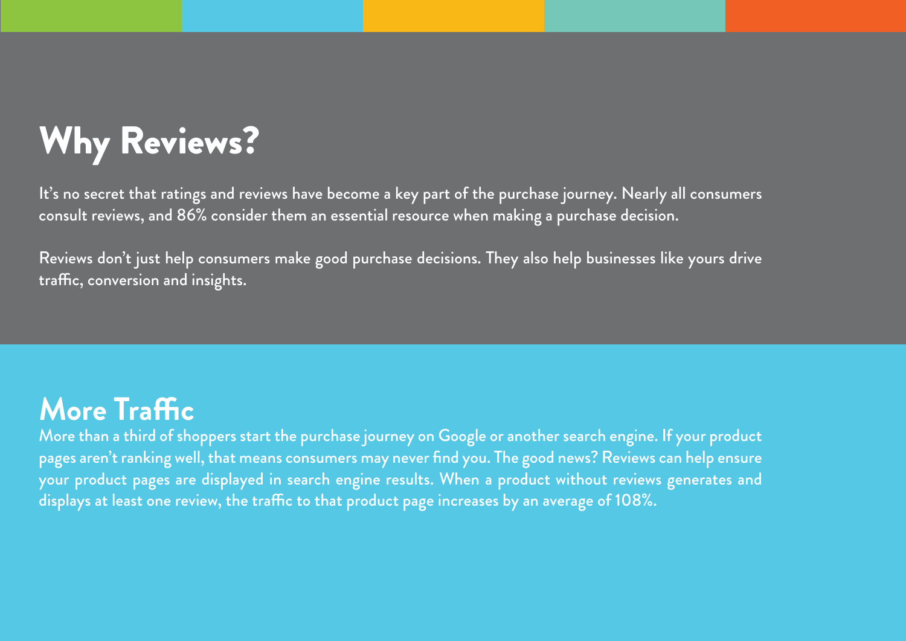# Why Reviews?

It's no secret that ratings and reviews have become a key part of the purchase journey. Nearly all consumers consult reviews, and 86% consider them an essential resource when making a purchase decision.

Reviews don't just help consumers make good purchase decisions. They also help businesses like yours drive traffic, conversion and insights.

## More Traffic

More than a third of shoppers start the purchase journey on Google or another search engine. If your product pages aren't ranking well, that means consumers may never find you. The good news? Reviews can help ensure your product pages are displayed in search engine results. When a product without reviews generates and displays at least one review, the traffic to that product page increases by an average of 108%.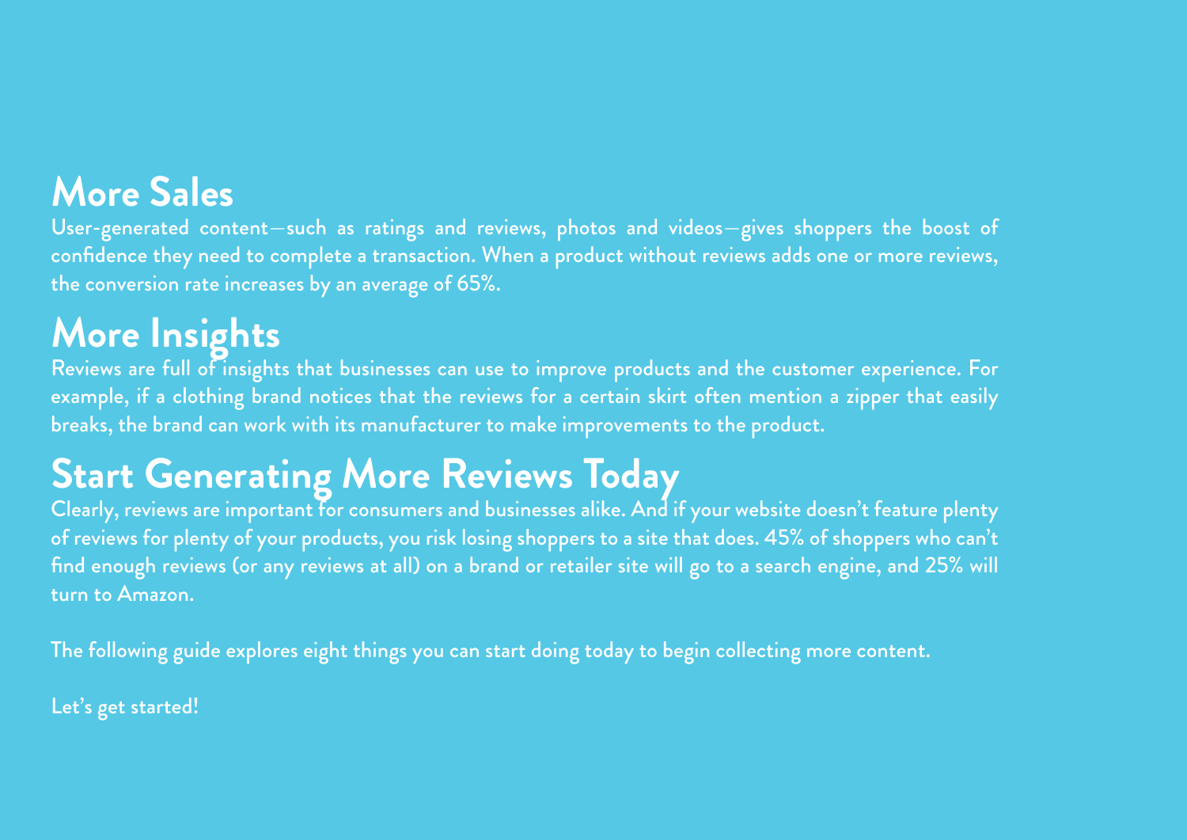## More Sales

User-generated content—such as ratings and reviews, photos and videos—gives shoppers the boost of confidence they need to complete a transaction. When a product without reviews adds one or more reviews, the conversion rate increases by an average of 65%.

## More Insights

Reviews are full of insights that businesses can use to improve products and the customer experience. For example, if a clothing brand notices that the reviews for a certain skirt often mention a zipper that easily breaks, the brand can work with its manufacturer to make improvements to the product.

## Start Generating More Reviews Today

Clearly, reviews are important for consumers and businesses alike. And if your website doesn't feature plenty of reviews for plenty of your products, you risk losing shoppers to a site that does. 45% of shoppers who can't find enough reviews (or any reviews at all) on a brand or retailer site will go to a search engine, and 25% will turn to Amazon.

The following guide explores eight things you can start doing today to begin collecting more content.

Let's get started!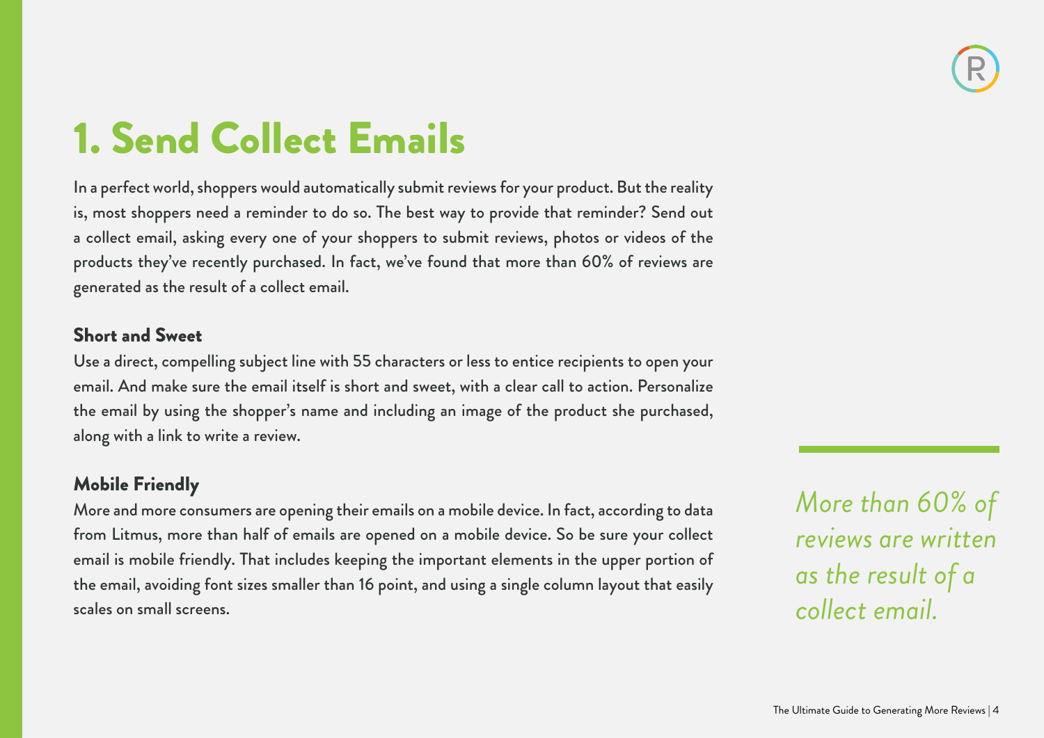# 1. Send Collect Emails

In a perfect world, shoppers would automatically submit reviews for your product. But the reality is, most shoppers need a reminder to do so. The best way to provide that reminder? Send out a collect email, asking every one of your shoppers to submit reviews, photos or videos of the products they've recently purchased. In fact, we've found that more than 60% of reviews are generated as the result of a collect email.

### Short and Sweet

Use a direct, compelling subject line with 55 characters or less to entice recipients to open your email. And make sure the email itself is short and sweet, with a clear call to action. Personalize the email by using the shopper's name and including an image of the product she purchased, along with a link to write a review.

### Mobile Friendly

More and more consumers are opening their emails on a mobile device. In fact, according to data from Litmus, more than half of emails are opened on a mobile device. So be sure your collect email is mobile friendly. That includes keeping the important elements in the upper portion of the email, avoiding font sizes smaller than 16 point, and using a single column layout that easily scales on small screens.

*More than 60% of reviews are written as the result of a collect email.*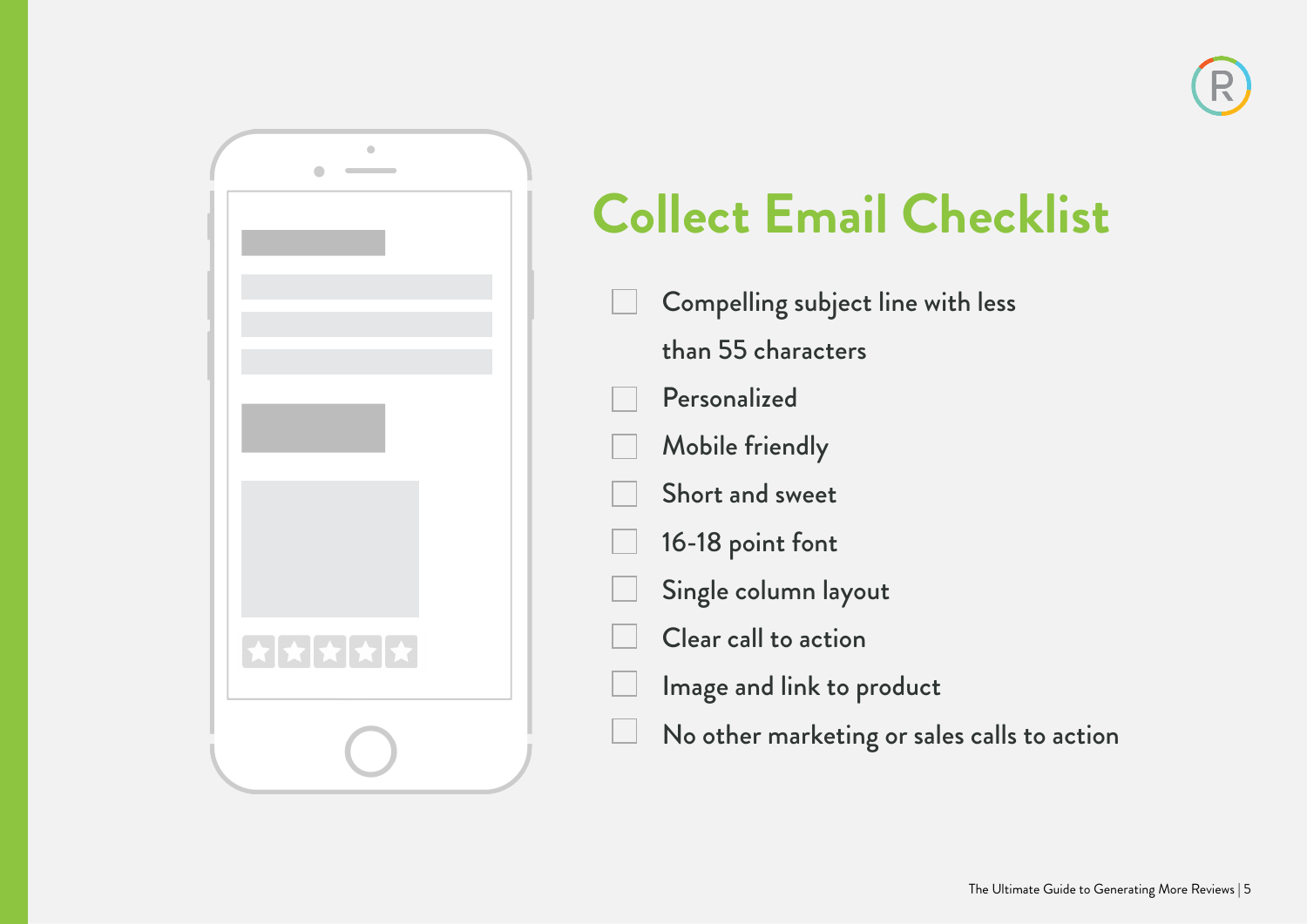# Collect Email Checklist

- [ ] Compelling subject line with less than 55 characters
- [ ] Personalized
- [ ] Mobile friendly
- [ ] Short and sweet
- [ ] 16-18 point font
- [ ] Single column layout
- [ ] Clear call to action
- [ ] Image and link to product
- [ ] No other marketing or sales calls to action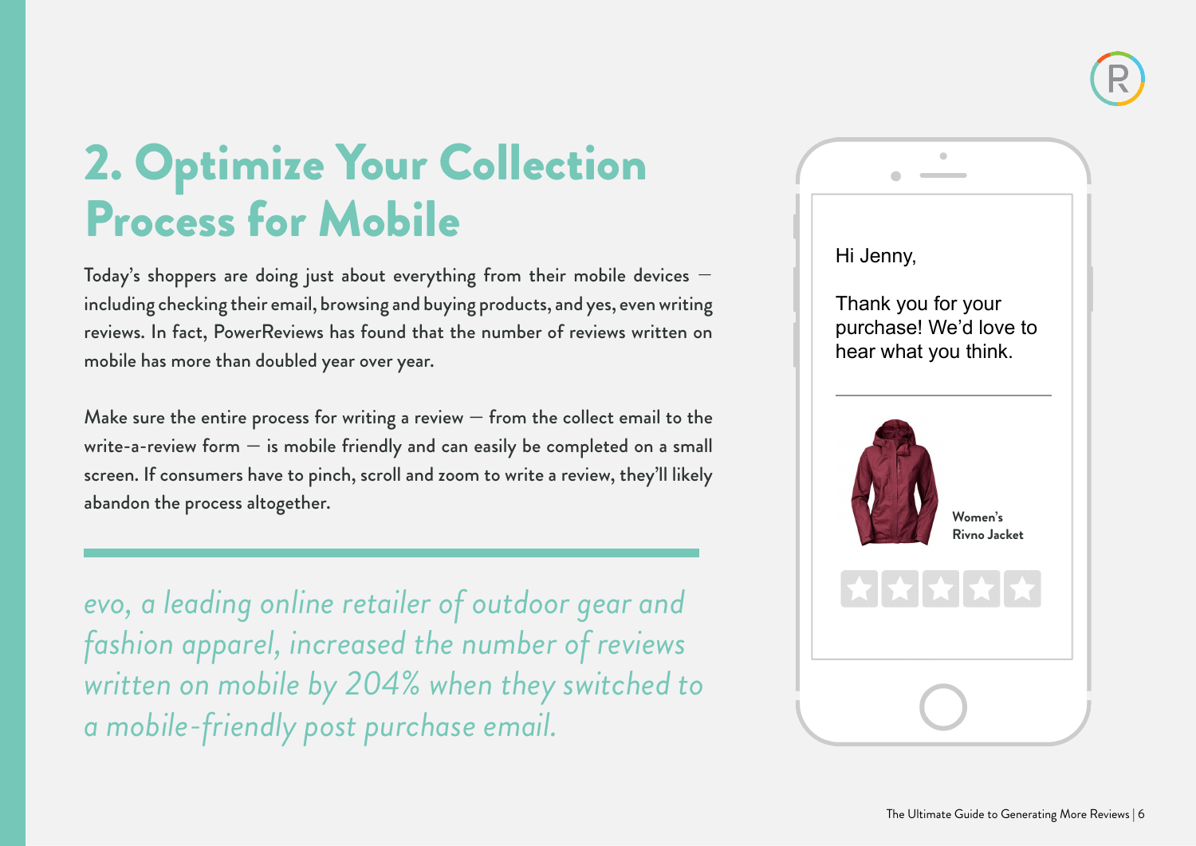# 2. Optimize Your Collection Process for Mobile

Today's shoppers are doing just about everything from their mobile devices — including checking their email, browsing and buying products, and yes, even writing reviews. In fact, PowerReviews has found that the number of reviews written on mobile has more than doubled year over year.

Make sure the entire process for writing a review — from the collect email to the write-a-review form — is mobile friendly and can easily be completed on a small screen. If consumers have to pinch, scroll and zoom to write a review, they'll likely abandon the process altogether.

*evo, a leading online retailer of outdoor gear and fashion apparel, increased the number of reviews written on mobile by 204% when they switched to a mobile-friendly post purchase email.*

Hi Jenny,

Thank you for your purchase! We'd love to hear what you think.

**Women's Rivno Jacket**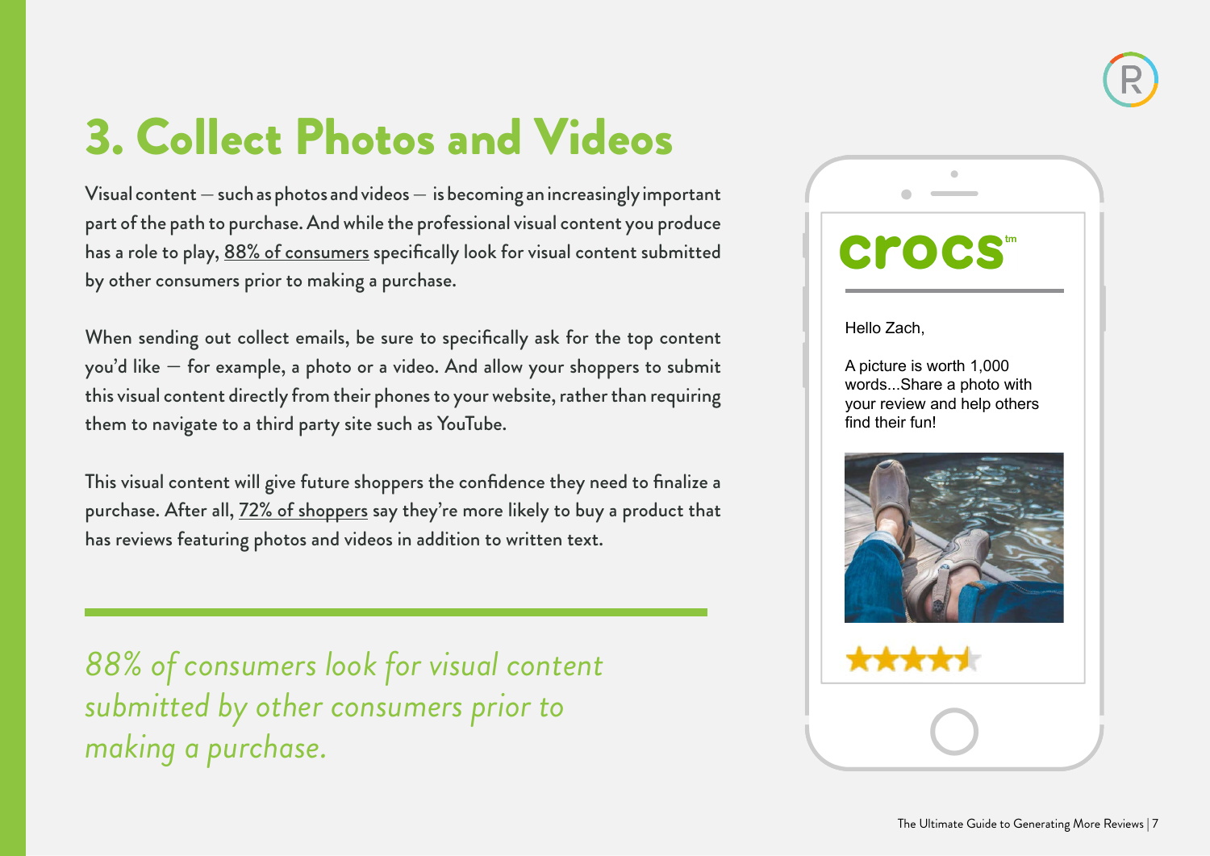# 3. Collect Photos and Videos

Visual content — such as photos and videos — is becoming an increasingly important part of the path to purchase. And while the professional visual content you produce has a role to play, 88% of consumers specifically look for visual content submitted by other consumers prior to making a purchase.

When sending out collect emails, be sure to specifically ask for the top content you'd like — for example, a photo or a video. And allow your shoppers to submit this visual content directly from their phones to your website, rather than requiring them to navigate to a third party site such as YouTube.

This visual content will give future shoppers the confidence they need to finalize a purchase. After all, 72% of shoppers say they're more likely to buy a product that has reviews featuring photos and videos in addition to written text.

*88% of consumers look for visual content submitted by other consumers prior to making a purchase.*

crocs™

Hello Zach,

A picture is worth 1,000 words...Share a photo with your review and help others find their fun!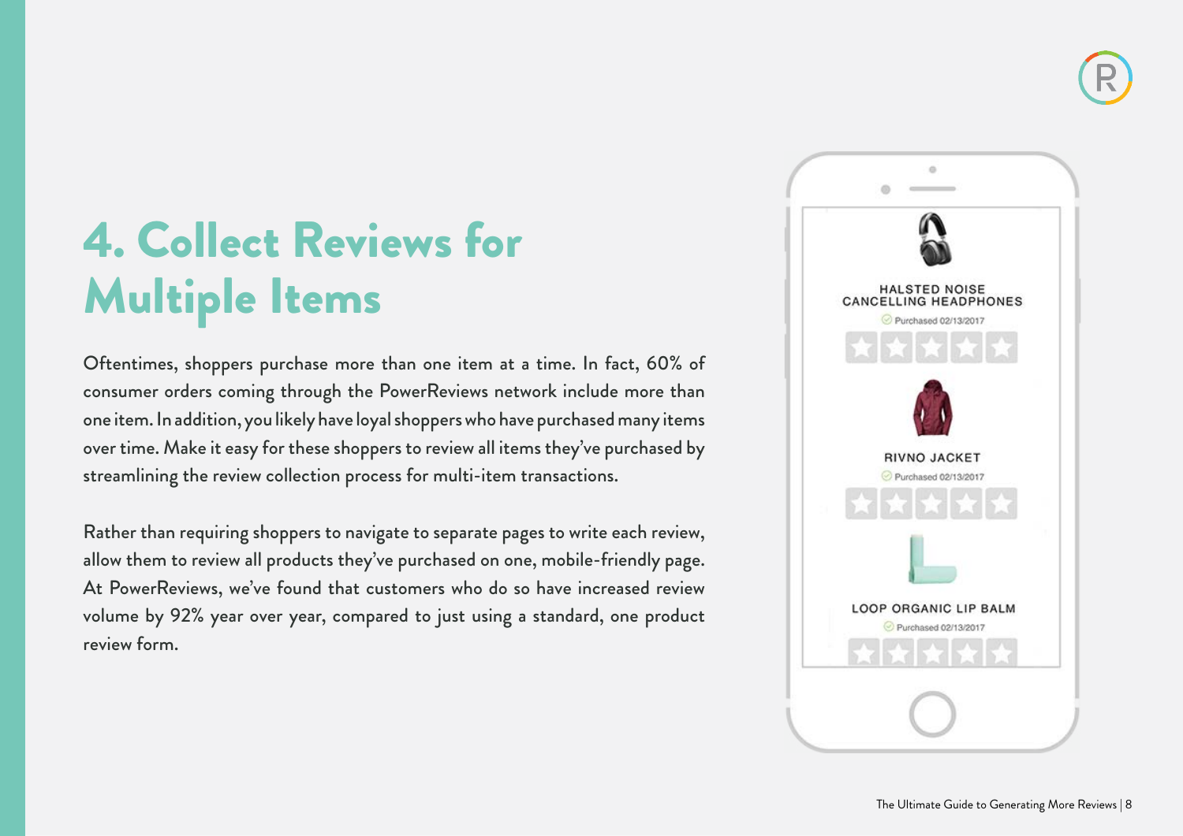# 4. Collect Reviews for Multiple Items

Oftentimes, shoppers purchase more than one item at a time. In fact, 60% of consumer orders coming through the PowerReviews network include more than one item. In addition, you likely have loyal shoppers who have purchased many items over time. Make it easy for these shoppers to review all items they've purchased by streamlining the review collection process for multi-item transactions.

Rather than requiring shoppers to navigate to separate pages to write each review, allow them to review all products they've purchased on one, mobile-friendly page. At PowerReviews, we've found that customers who do so have increased review volume by 92% year over year, compared to just using a standard, one product review form.

HALSTED NOISE CANCELLING HEADPHONES

Purchased 02/13/2017

RIVNO JACKET

Purchased 02/13/2017

LOOP ORGANIC LIP BALM

Purchased 02/13/2017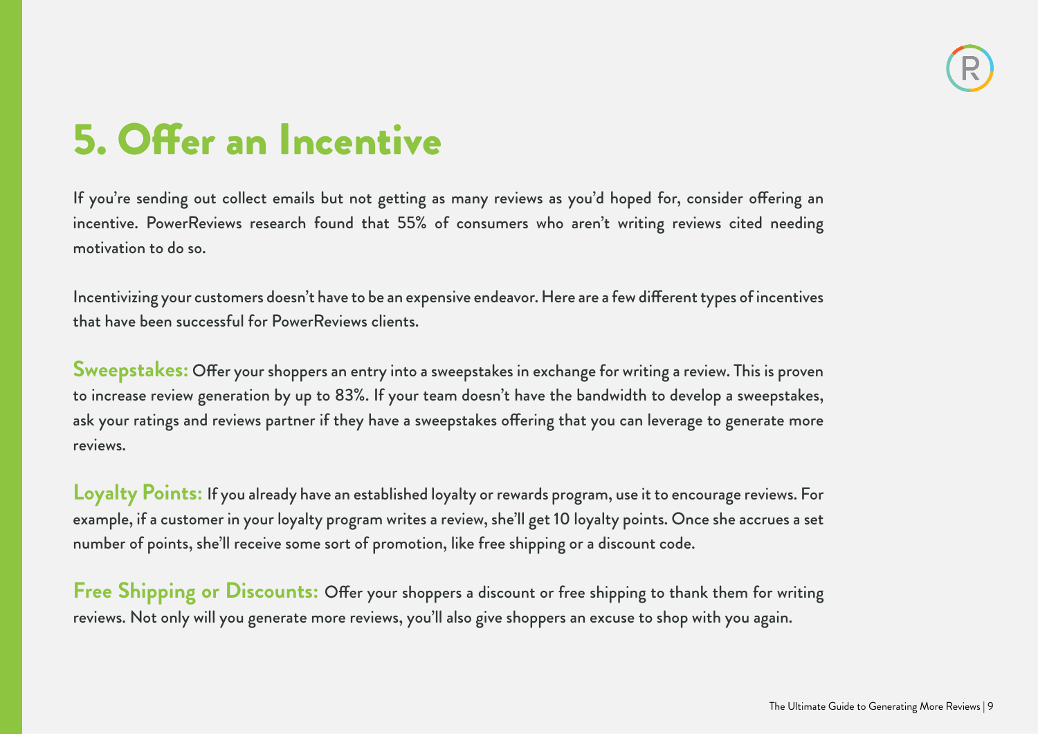# 5. Offer an Incentive

If you're sending out collect emails but not getting as many reviews as you'd hoped for, consider offering an incentive. PowerReviews research found that 55% of consumers who aren't writing reviews cited needing motivation to do so.

Incentivizing your customers doesn't have to be an expensive endeavor. Here are a few different types of incentives that have been successful for PowerReviews clients.

**Sweepstakes:** Offer your shoppers an entry into a sweepstakes in exchange for writing a review. This is proven to increase review generation by up to 83%. If your team doesn't have the bandwidth to develop a sweepstakes, ask your ratings and reviews partner if they have a sweepstakes offering that you can leverage to generate more reviews.

**Loyalty Points:** If you already have an established loyalty or rewards program, use it to encourage reviews. For example, if a customer in your loyalty program writes a review, she'll get 10 loyalty points. Once she accrues a set number of points, she'll receive some sort of promotion, like free shipping or a discount code.

**Free Shipping or Discounts:** Offer your shoppers a discount or free shipping to thank them for writing reviews. Not only will you generate more reviews, you'll also give shoppers an excuse to shop with you again.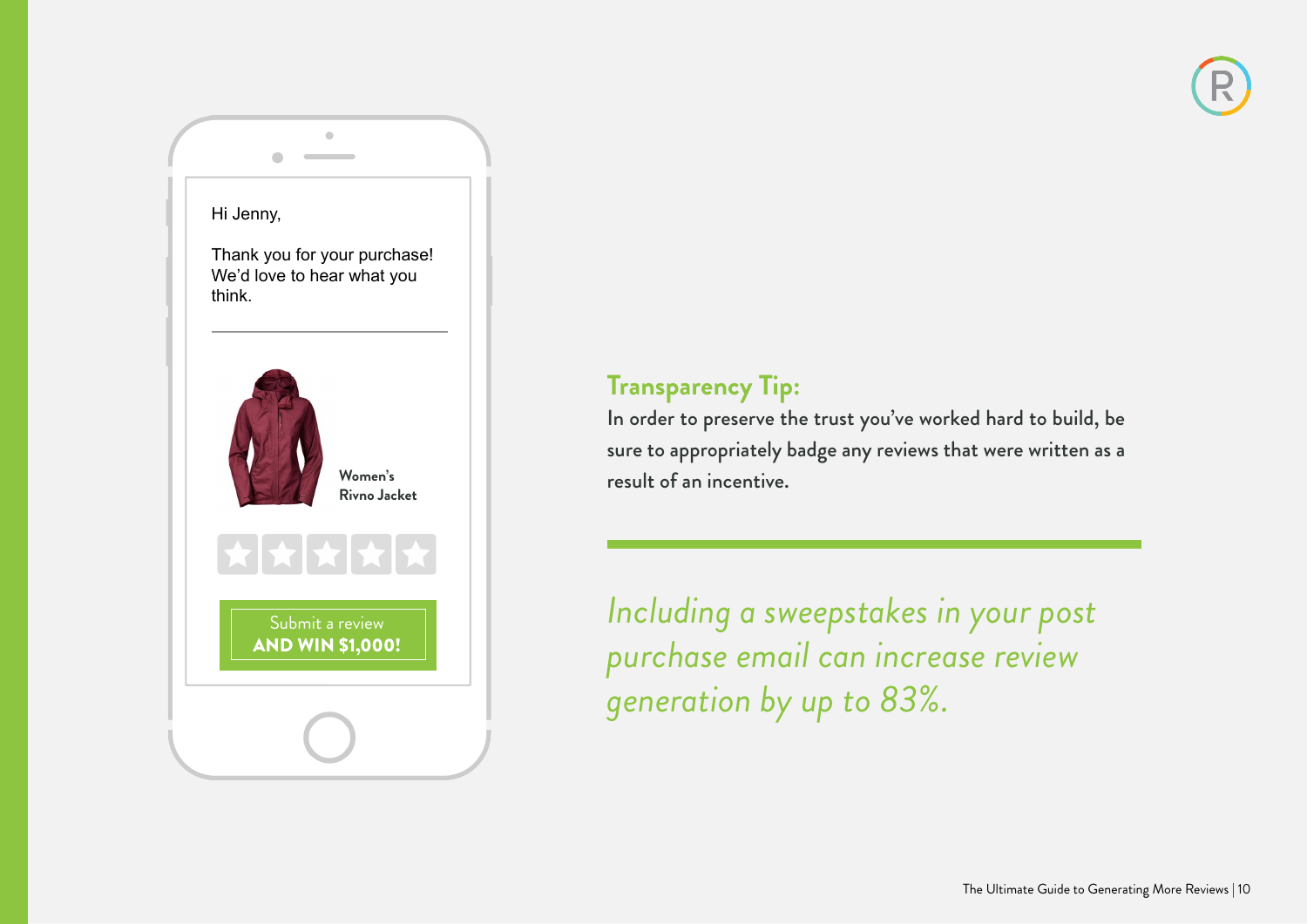Hi Jenny,

Thank you for your purchase! We'd love to hear what you think.

Women's Rivno Jacket

Submit a review **AND WIN $1,000!**

### Transparency Tip:

In order to preserve the trust you've worked hard to build, be sure to appropriately badge any reviews that were written as a result of an incentive.

---

*Including a sweepstakes in your post purchase email can increase review generation by up to 83%.*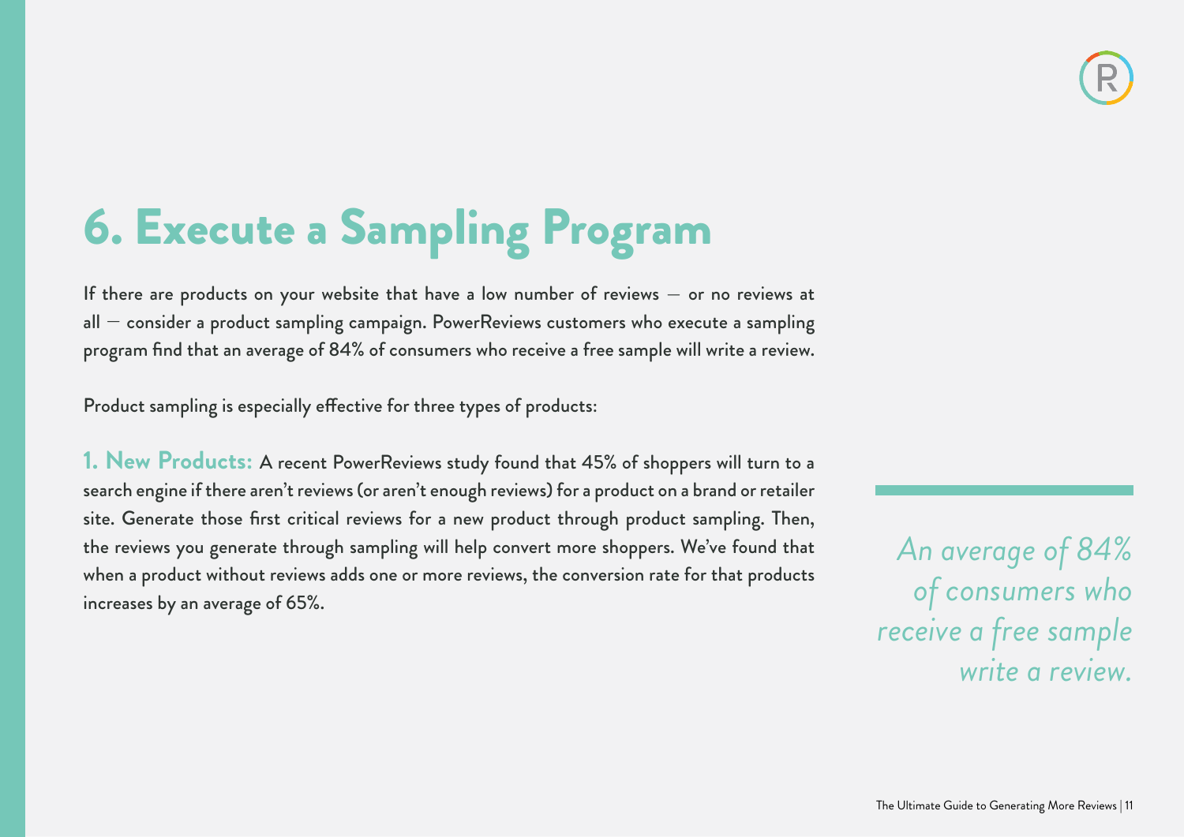# 6. Execute a Sampling Program

If there are products on your website that have a low number of reviews — or no reviews at all — consider a product sampling campaign. PowerReviews customers who execute a sampling program find that an average of 84% of consumers who receive a free sample will write a review.

Product sampling is especially effective for three types of products:

**1. New Products:** A recent PowerReviews study found that 45% of shoppers will turn to a search engine if there aren't reviews (or aren't enough reviews) for a product on a brand or retailer site. Generate those first critical reviews for a new product through product sampling. Then, the reviews you generate through sampling will help convert more shoppers. We've found that when a product without reviews adds one or more reviews, the conversion rate for that products increases by an average of 65%.

*An average of 84% of consumers who receive a free sample write a review.*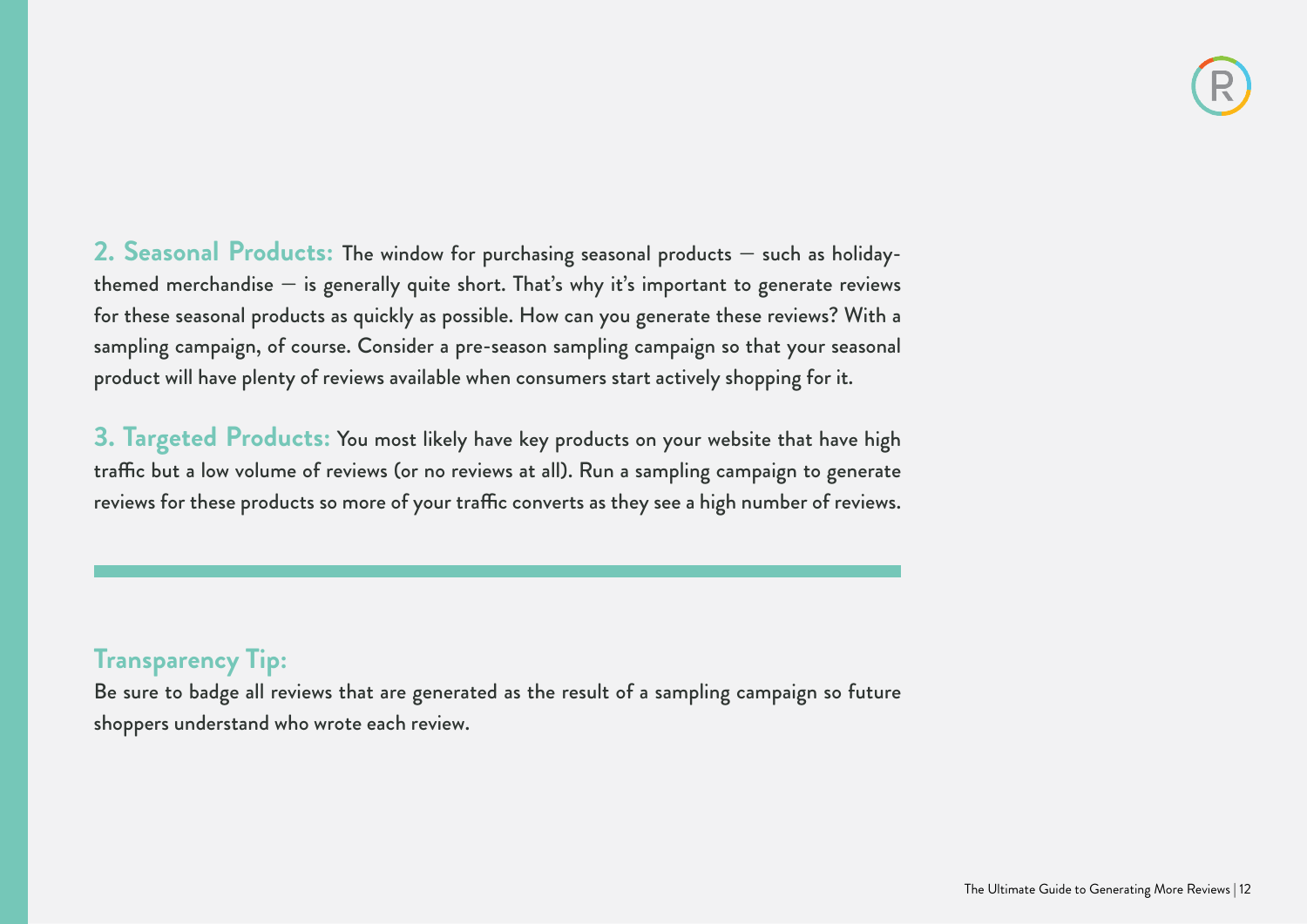**2. Seasonal Products:** The window for purchasing seasonal products — such as holiday-themed merchandise — is generally quite short. That's why it's important to generate reviews for these seasonal products as quickly as possible. How can you generate these reviews? With a sampling campaign, of course. Consider a pre-season sampling campaign so that your seasonal product will have plenty of reviews available when consumers start actively shopping for it.

**3. Targeted Products:** You most likely have key products on your website that have high traffic but a low volume of reviews (or no reviews at all). Run a sampling campaign to generate reviews for these products so more of your traffic converts as they see a high number of reviews.

---

## Transparency Tip:

Be sure to badge all reviews that are generated as the result of a sampling campaign so future shoppers understand who wrote each review.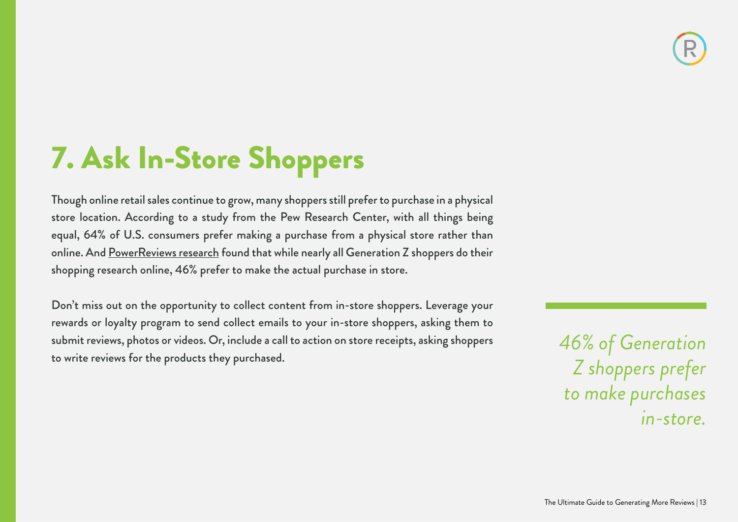# 7. Ask In-Store Shoppers

Though online retail sales continue to grow, many shoppers still prefer to purchase in a physical store location. According to a study from the Pew Research Center, with all things being equal, 64% of U.S. consumers prefer making a purchase from a physical store rather than online. And PowerReviews research found that while nearly all Generation Z shoppers do their shopping research online, 46% prefer to make the actual purchase in store.

Don't miss out on the opportunity to collect content from in-store shoppers. Leverage your rewards or loyalty program to send collect emails to your in-store shoppers, asking them to submit reviews, photos or videos. Or, include a call to action on store receipts, asking shoppers to write reviews for the products they purchased.

*46% of Generation Z shoppers prefer to make purchases in-store.*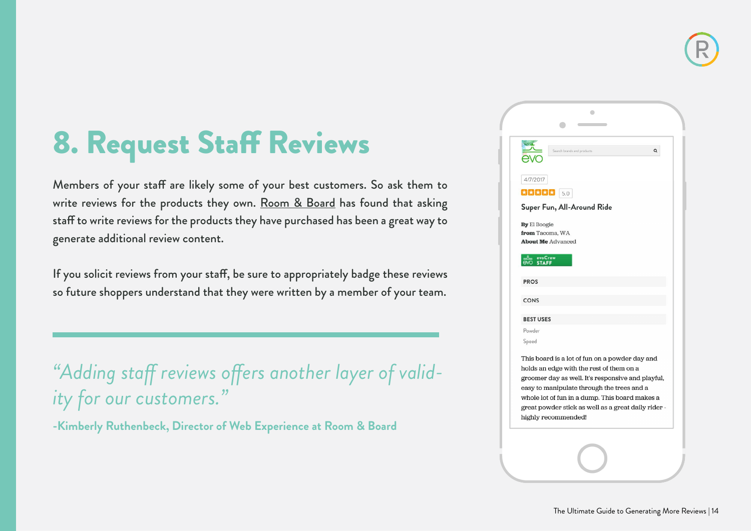# 8. Request Staff Reviews

Members of your staff are likely some of your best customers. So ask them to write reviews for the products they own. Room & Board has found that asking staff to write reviews for the products they have purchased has been a great way to generate additional review content.

If you solicit reviews from your staff, be sure to appropriately badge these reviews so future shoppers understand that they were written by a member of your team.

*"Adding staff reviews offers another layer of validity for our customers."*

**-Kimberly Ruthenbeck, Director of Web Experience at Room & Board**

evo

Search brands and products

4/7/2017

5.0

**Super Fun, All-Around Ride**

**By** El Boogie
**from** Tacoma, WA
**About Me** Advanced

evoCrew STAFF

PROS

CONS

BEST USES

Powder

Speed

This board is a lot of fun on a powder day and holds an edge with the rest of them on a groomer day as well. It's responsive and playful, easy to manipulate through the trees and a whole lot of fun in a dump. This board makes a great powder stick as well as a great daily rider - highly recommended!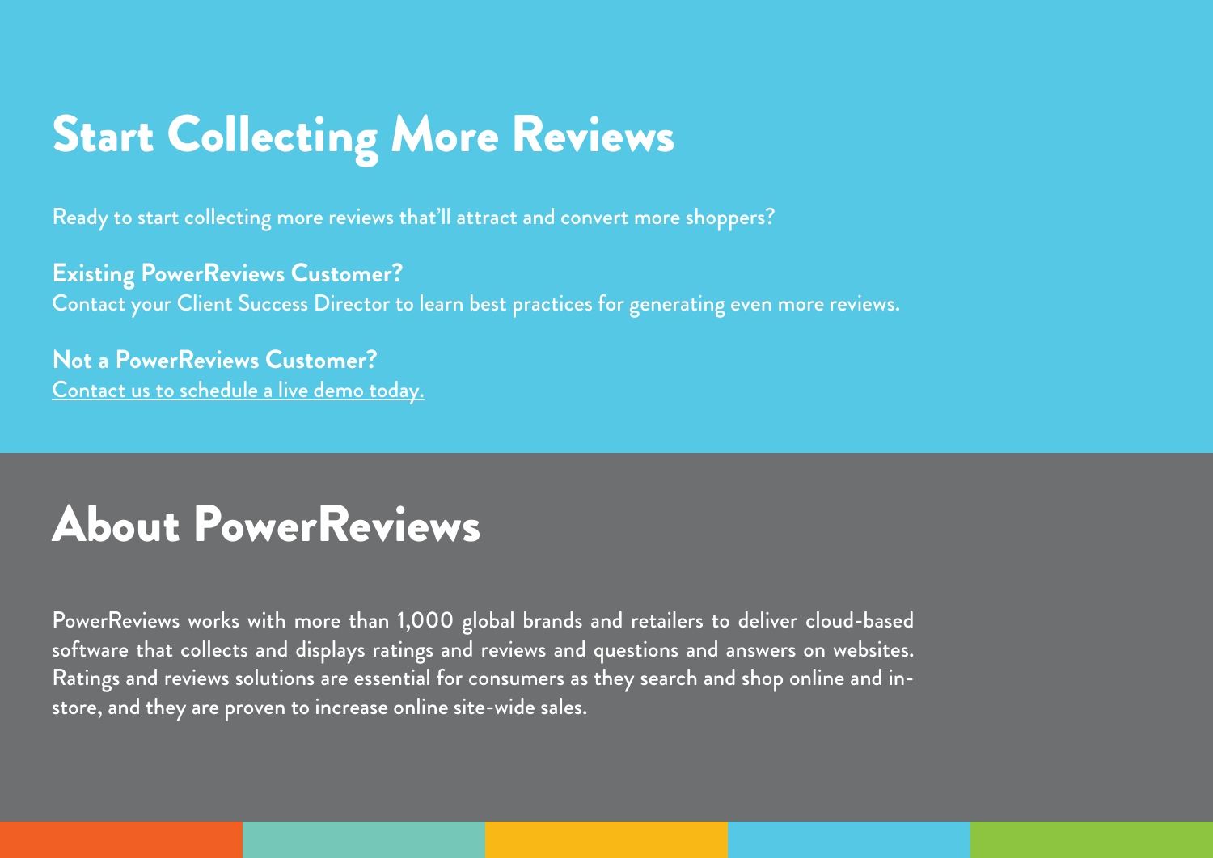# Start Collecting More Reviews

Ready to start collecting more reviews that'll attract and convert more shoppers?

**Existing PowerReviews Customer?**
Contact your Client Success Director to learn best practices for generating even more reviews.

**Not a PowerReviews Customer?**
Contact us to schedule a live demo today.

# About PowerReviews

PowerReviews works with more than 1,000 global brands and retailers to deliver cloud-based software that collects and displays ratings and reviews and questions and answers on websites. Ratings and reviews solutions are essential for consumers as they search and shop online and in-store, and they are proven to increase online site-wide sales.